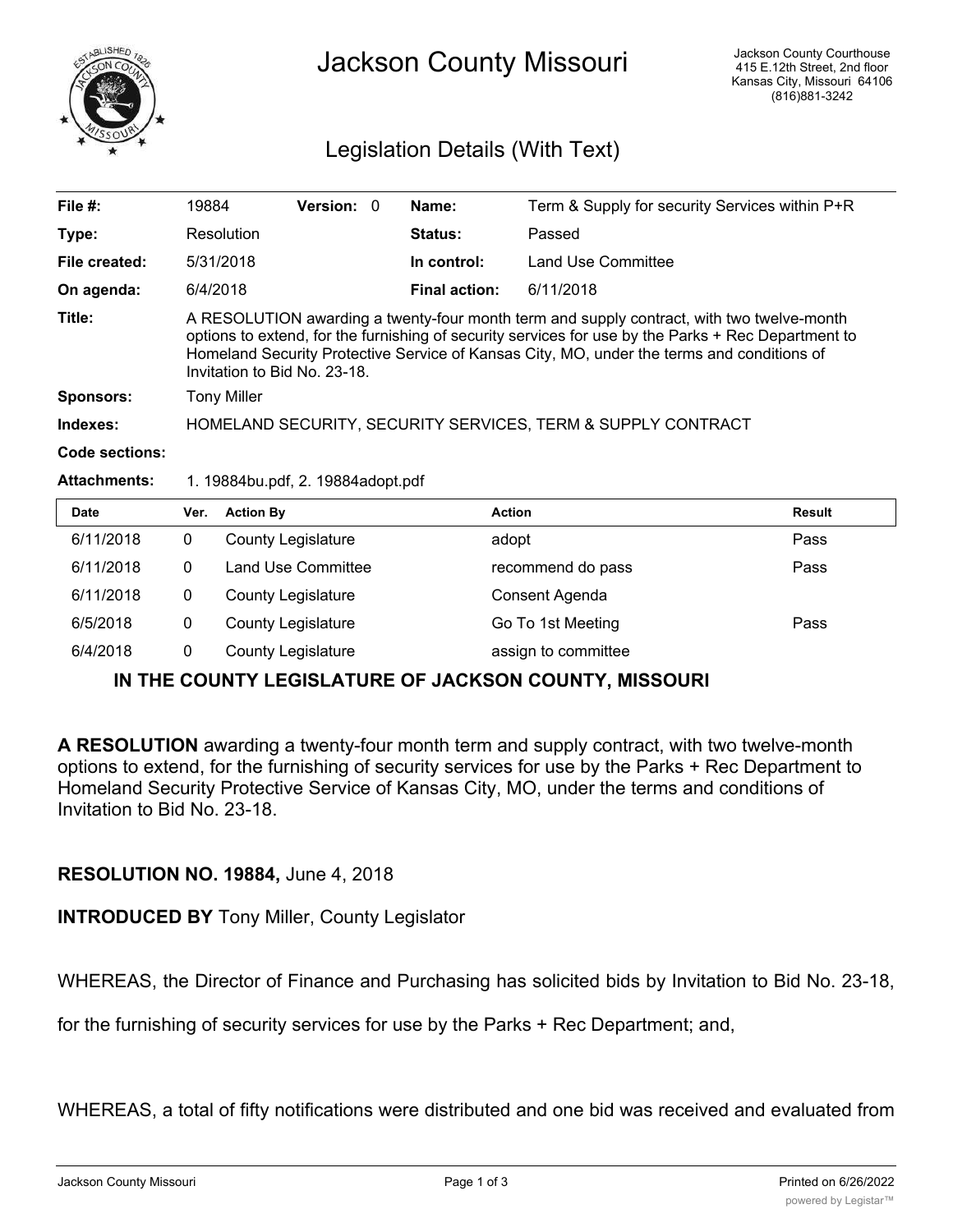# Jackson County Missouri

Jackson County Courthouse
415 E.12th Street, 2nd floor
Kansas City, Missouri 64106
(816)881-3242

## Legislation Details (With Text)

| | | | | | |
|---|---|---|---|---|---|
| **File #:** | 19884 | **Version:** | 0 | **Name:** | Term & Supply for security Services within P+R |
| **Type:** | Resolution | | | **Status:** | Passed |
| **File created:** | 5/31/2018 | | | **In control:** | Land Use Committee |
| **On agenda:** | 6/4/2018 | | | **Final action:** | 6/11/2018 |

**Title:** A RESOLUTION awarding a twenty-four month term and supply contract, with two twelve-month options to extend, for the furnishing of security services for use by the Parks + Rec Department to Homeland Security Protective Service of Kansas City, MO, under the terms and conditions of Invitation to Bid No. 23-18.

**Sponsors:** Tony Miller

**Indexes:** HOMELAND SECURITY, SECURITY SERVICES, TERM & SUPPLY CONTRACT

**Code sections:**

**Attachments:** 1. 19884bu.pdf, 2. 19884adopt.pdf

| Date | Ver. | Action By | Action | Result |
|---|---|---|---|---|
| 6/11/2018 | 0 | County Legislature | adopt | Pass |
| 6/11/2018 | 0 | Land Use Committee | recommend do pass | Pass |
| 6/11/2018 | 0 | County Legislature | Consent Agenda | |
| 6/5/2018 | 0 | County Legislature | Go To 1st Meeting | Pass |
| 6/4/2018 | 0 | County Legislature | assign to committee | |

### IN THE COUNTY LEGISLATURE OF JACKSON COUNTY, MISSOURI

**A RESOLUTION** awarding a twenty-four month term and supply contract, with two twelve-month options to extend, for the furnishing of security services for use by the Parks + Rec Department to Homeland Security Protective Service of Kansas City, MO, under the terms and conditions of Invitation to Bid No. 23-18.

**RESOLUTION NO. 19884,** June 4, 2018

**INTRODUCED BY** Tony Miller, County Legislator

WHEREAS, the Director of Finance and Purchasing has solicited bids by Invitation to Bid No. 23-18, for the furnishing of security services for use by the Parks + Rec Department; and,

WHEREAS, a total of fifty notifications were distributed and one bid was received and evaluated from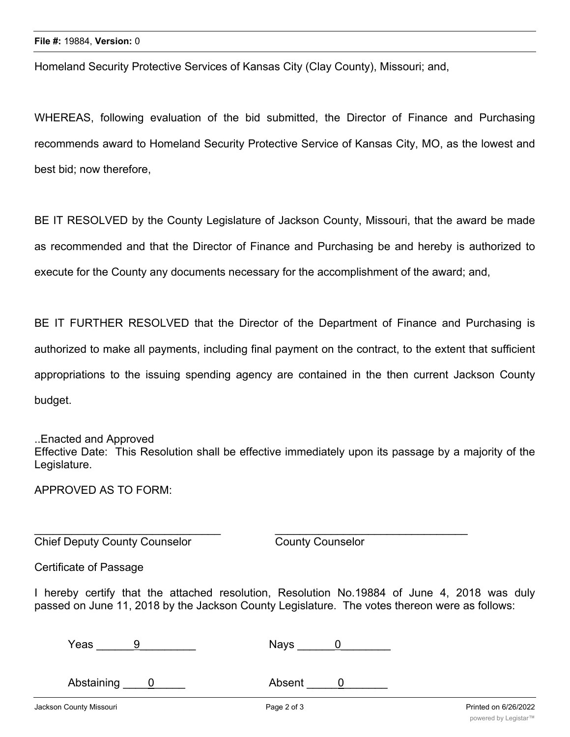Homeland Security Protective Services of Kansas City (Clay County), Missouri; and,

WHEREAS, following evaluation of the bid submitted, the Director of Finance and Purchasing recommends award to Homeland Security Protective Service of Kansas City, MO, as the lowest and best bid; now therefore,

BE IT RESOLVED by the County Legislature of Jackson County, Missouri, that the award be made as recommended and that the Director of Finance and Purchasing be and hereby is authorized to execute for the County any documents necessary for the accomplishment of the award; and,

BE IT FURTHER RESOLVED that the Director of the Department of Finance and Purchasing is authorized to make all payments, including final payment on the contract, to the extent that sufficient appropriations to the issuing spending agency are contained in the then current Jackson County budget.

..Enacted and Approved
Effective Date: This Resolution shall be effective immediately upon its passage by a majority of the Legislature.

APPROVED AS TO FORM:

______________________________ ______________________________
Chief Deputy County Counselor County Counselor

Certificate of Passage

I hereby certify that the attached resolution, Resolution No.19884 of June 4, 2018 was duly passed on June 11, 2018 by the Jackson County Legislature. The votes thereon were as follows:

Yeas ______9_________ Nays ______0________

Abstaining ____0_____ Absent _____0_______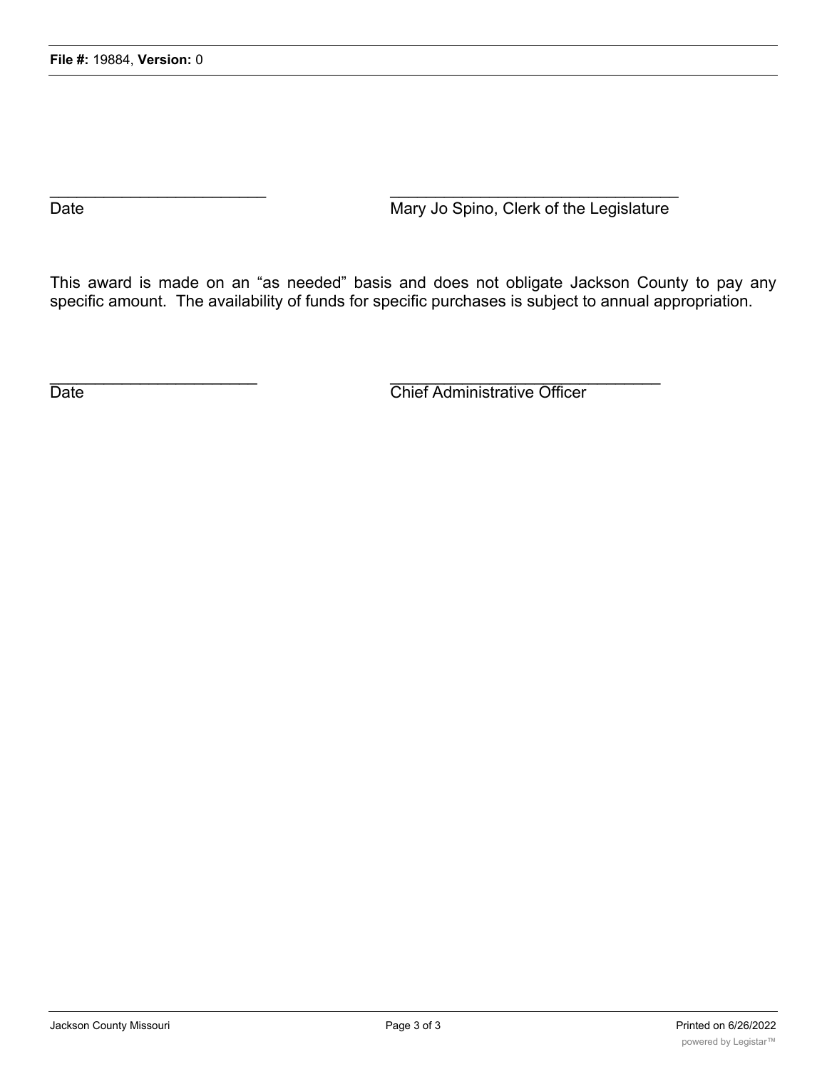\_\_\_\_\_\_\_\_\_\_\_\_\_\_\_\_\_\_\_\_\_\_\_\_\_\_ \_\_\_\_\_\_\_\_\_\_\_\_\_\_\_\_\_\_\_\_\_\_\_\_\_\_\_\_\_\_\_\_\_\_\_

Date Mary Jo Spino, Clerk of the Legislature

This award is made on an “as needed” basis and does not obligate Jackson County to pay any specific amount. The availability of funds for specific purchases is subject to annual appropriation.

\_\_\_\_\_\_\_\_\_\_\_\_\_\_\_\_\_\_\_\_\_\_\_\_\_ \_\_\_\_\_\_\_\_\_\_\_\_\_\_\_\_\_\_\_\_\_\_\_\_\_\_\_\_\_\_\_\_\_

Date Chief Administrative Officer